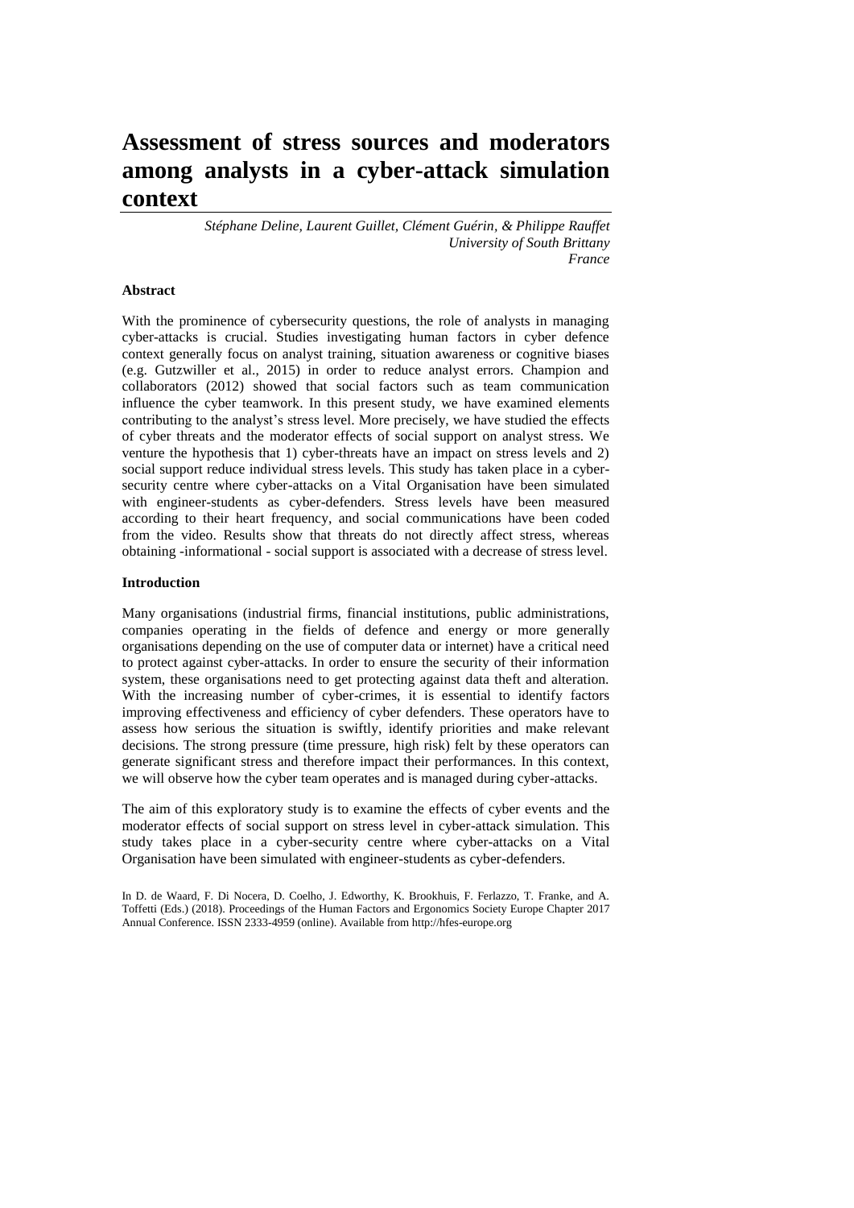# Assessment of stress sources and moderators among analysts in a cyber-attack simulation context

*Stéphane Deline, Laurent Guillet, Clément Guérin, & Philippe Rauffet*
*University of South Brittany*
*France*

### Abstract

With the prominence of cybersecurity questions, the role of analysts in managing cyber-attacks is crucial. Studies investigating human factors in cyber defence context generally focus on analyst training, situation awareness or cognitive biases (e.g. Gutzwiller et al., 2015) in order to reduce analyst errors. Champion and collaborators (2012) showed that social factors such as team communication influence the cyber teamwork. In this present study, we have examined elements contributing to the analyst's stress level. More precisely, we have studied the effects of cyber threats and the moderator effects of social support on analyst stress. We venture the hypothesis that 1) cyber-threats have an impact on stress levels and 2) social support reduce individual stress levels. This study has taken place in a cyber-security centre where cyber-attacks on a Vital Organisation have been simulated with engineer-students as cyber-defenders. Stress levels have been measured according to their heart frequency, and social communications have been coded from the video. Results show that threats do not directly affect stress, whereas obtaining -informational - social support is associated with a decrease of stress level.

### Introduction

Many organisations (industrial firms, financial institutions, public administrations, companies operating in the fields of defence and energy or more generally organisations depending on the use of computer data or internet) have a critical need to protect against cyber-attacks. In order to ensure the security of their information system, these organisations need to get protecting against data theft and alteration. With the increasing number of cyber-crimes, it is essential to identify factors improving effectiveness and efficiency of cyber defenders. These operators have to assess how serious the situation is swiftly, identify priorities and make relevant decisions. The strong pressure (time pressure, high risk) felt by these operators can generate significant stress and therefore impact their performances. In this context, we will observe how the cyber team operates and is managed during cyber-attacks.

The aim of this exploratory study is to examine the effects of cyber events and the moderator effects of social support on stress level in cyber-attack simulation. This study takes place in a cyber-security centre where cyber-attacks on a Vital Organisation have been simulated with engineer-students as cyber-defenders.

In D. de Waard, F. Di Nocera, D. Coelho, J. Edworthy, K. Brookhuis, F. Ferlazzo, T. Franke, and A. Toffetti (Eds.) (2018). Proceedings of the Human Factors and Ergonomics Society Europe Chapter 2017 Annual Conference. ISSN 2333-4959 (online). Available from http://hfes-europe.org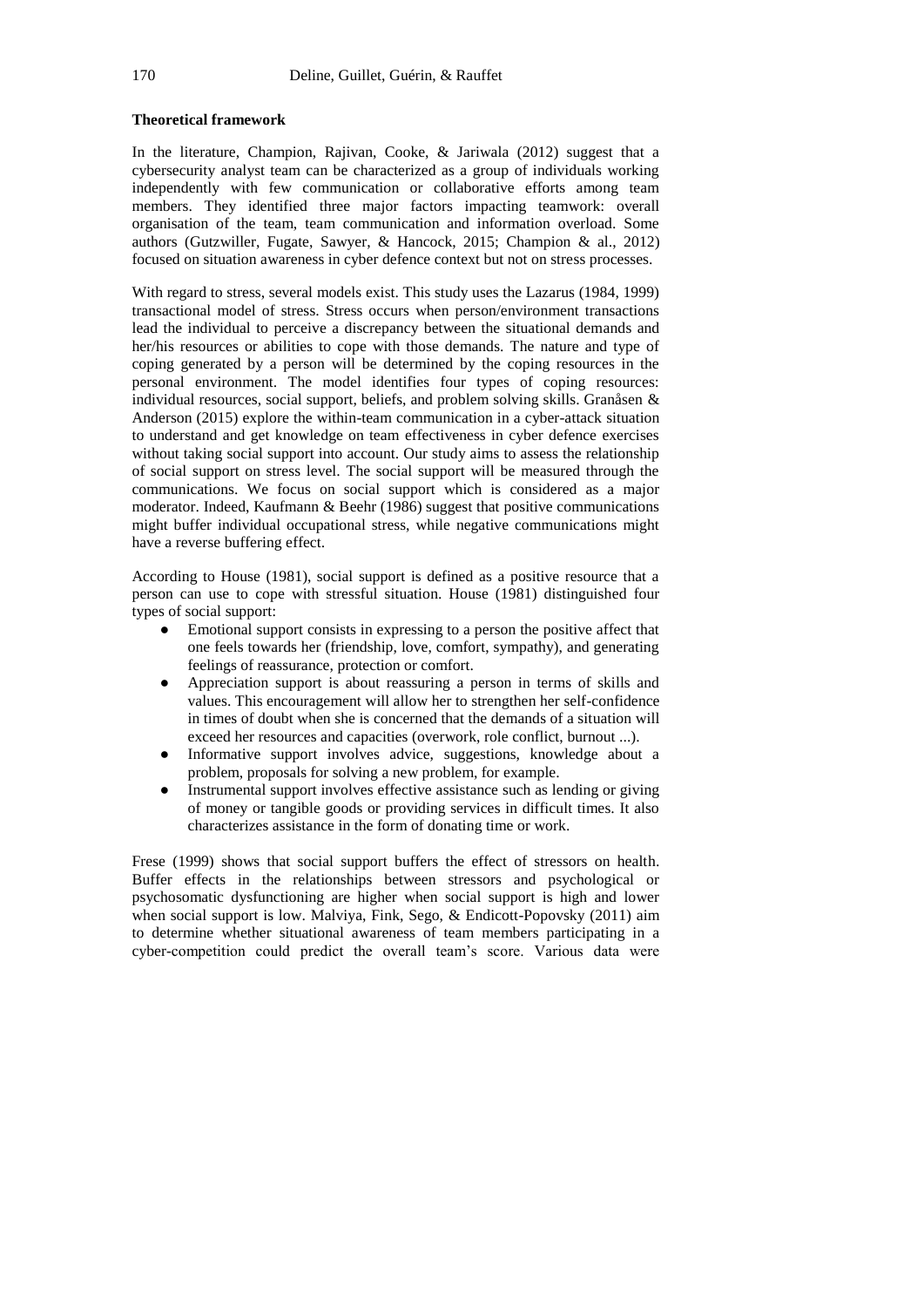**Theoretical framework**

In the literature, Champion, Rajivan, Cooke, & Jariwala (2012) suggest that a cybersecurity analyst team can be characterized as a group of individuals working independently with few communication or collaborative efforts among team members. They identified three major factors impacting teamwork: overall organisation of the team, team communication and information overload. Some authors (Gutzwiller, Fugate, Sawyer, & Hancock, 2015; Champion & al., 2012) focused on situation awareness in cyber defence context but not on stress processes.

With regard to stress, several models exist. This study uses the Lazarus (1984, 1999) transactional model of stress. Stress occurs when person/environment transactions lead the individual to perceive a discrepancy between the situational demands and her/his resources or abilities to cope with those demands. The nature and type of coping generated by a person will be determined by the coping resources in the personal environment. The model identifies four types of coping resources: individual resources, social support, beliefs, and problem solving skills. Granåsen & Anderson (2015) explore the within-team communication in a cyber-attack situation to understand and get knowledge on team effectiveness in cyber defence exercises without taking social support into account. Our study aims to assess the relationship of social support on stress level. The social support will be measured through the communications. We focus on social support which is considered as a major moderator. Indeed, Kaufmann & Beehr (1986) suggest that positive communications might buffer individual occupational stress, while negative communications might have a reverse buffering effect.

According to House (1981), social support is defined as a positive resource that a person can use to cope with stressful situation. House (1981) distinguished four types of social support:

- Emotional support consists in expressing to a person the positive affect that one feels towards her (friendship, love, comfort, sympathy), and generating feelings of reassurance, protection or comfort.
- Appreciation support is about reassuring a person in terms of skills and values. This encouragement will allow her to strengthen her self-confidence in times of doubt when she is concerned that the demands of a situation will exceed her resources and capacities (overwork, role conflict, burnout ...).
- Informative support involves advice, suggestions, knowledge about a problem, proposals for solving a new problem, for example.
- Instrumental support involves effective assistance such as lending or giving of money or tangible goods or providing services in difficult times. It also characterizes assistance in the form of donating time or work.

Frese (1999) shows that social support buffers the effect of stressors on health. Buffer effects in the relationships between stressors and psychological or psychosomatic dysfunctioning are higher when social support is high and lower when social support is low. Malviya, Fink, Sego, & Endicott-Popovsky (2011) aim to determine whether situational awareness of team members participating in a cyber-competition could predict the overall team's score. Various data were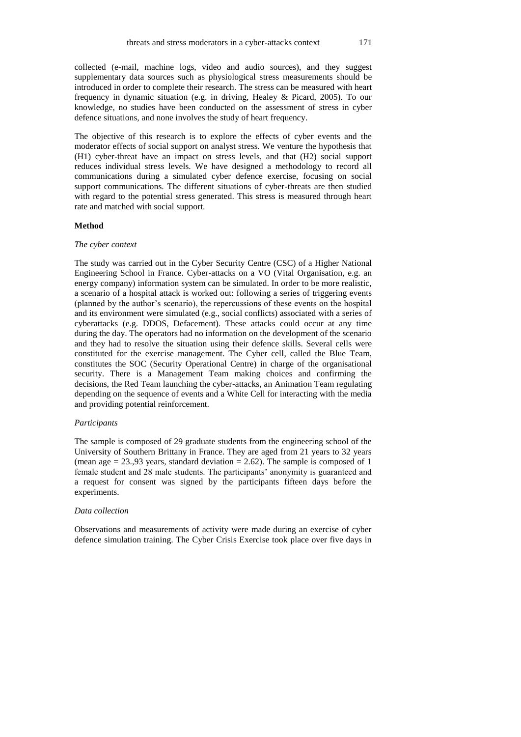collected (e-mail, machine logs, video and audio sources), and they suggest supplementary data sources such as physiological stress measurements should be introduced in order to complete their research. The stress can be measured with heart frequency in dynamic situation (e.g. in driving, Healey & Picard, 2005). To our knowledge, no studies have been conducted on the assessment of stress in cyber defence situations, and none involves the study of heart frequency.

The objective of this research is to explore the effects of cyber events and the moderator effects of social support on analyst stress. We venture the hypothesis that (H1) cyber-threat have an impact on stress levels, and that (H2) social support reduces individual stress levels. We have designed a methodology to record all communications during a simulated cyber defence exercise, focusing on social support communications. The different situations of cyber-threats are then studied with regard to the potential stress generated. This stress is measured through heart rate and matched with social support.

## Method

### *The cyber context*

The study was carried out in the Cyber Security Centre (CSC) of a Higher National Engineering School in France. Cyber-attacks on a VO (Vital Organisation, e.g. an energy company) information system can be simulated. In order to be more realistic, a scenario of a hospital attack is worked out: following a series of triggering events (planned by the author's scenario), the repercussions of these events on the hospital and its environment were simulated (e.g., social conflicts) associated with a series of cyberattacks (e.g. DDOS, Defacement). These attacks could occur at any time during the day. The operators had no information on the development of the scenario and they had to resolve the situation using their defence skills. Several cells were constituted for the exercise management. The Cyber cell, called the Blue Team, constitutes the SOC (Security Operational Centre) in charge of the organisational security. There is a Management Team making choices and confirming the decisions, the Red Team launching the cyber-attacks, an Animation Team regulating depending on the sequence of events and a White Cell for interacting with the media and providing potential reinforcement.

### *Participants*

The sample is composed of 29 graduate students from the engineering school of the University of Southern Brittany in France. They are aged from 21 years to 32 years (mean age = 23.,93 years, standard deviation = 2.62). The sample is composed of 1 female student and 28 male students. The participants' anonymity is guaranteed and a request for consent was signed by the participants fifteen days before the experiments.

### *Data collection*

Observations and measurements of activity were made during an exercise of cyber defence simulation training. The Cyber Crisis Exercise took place over five days in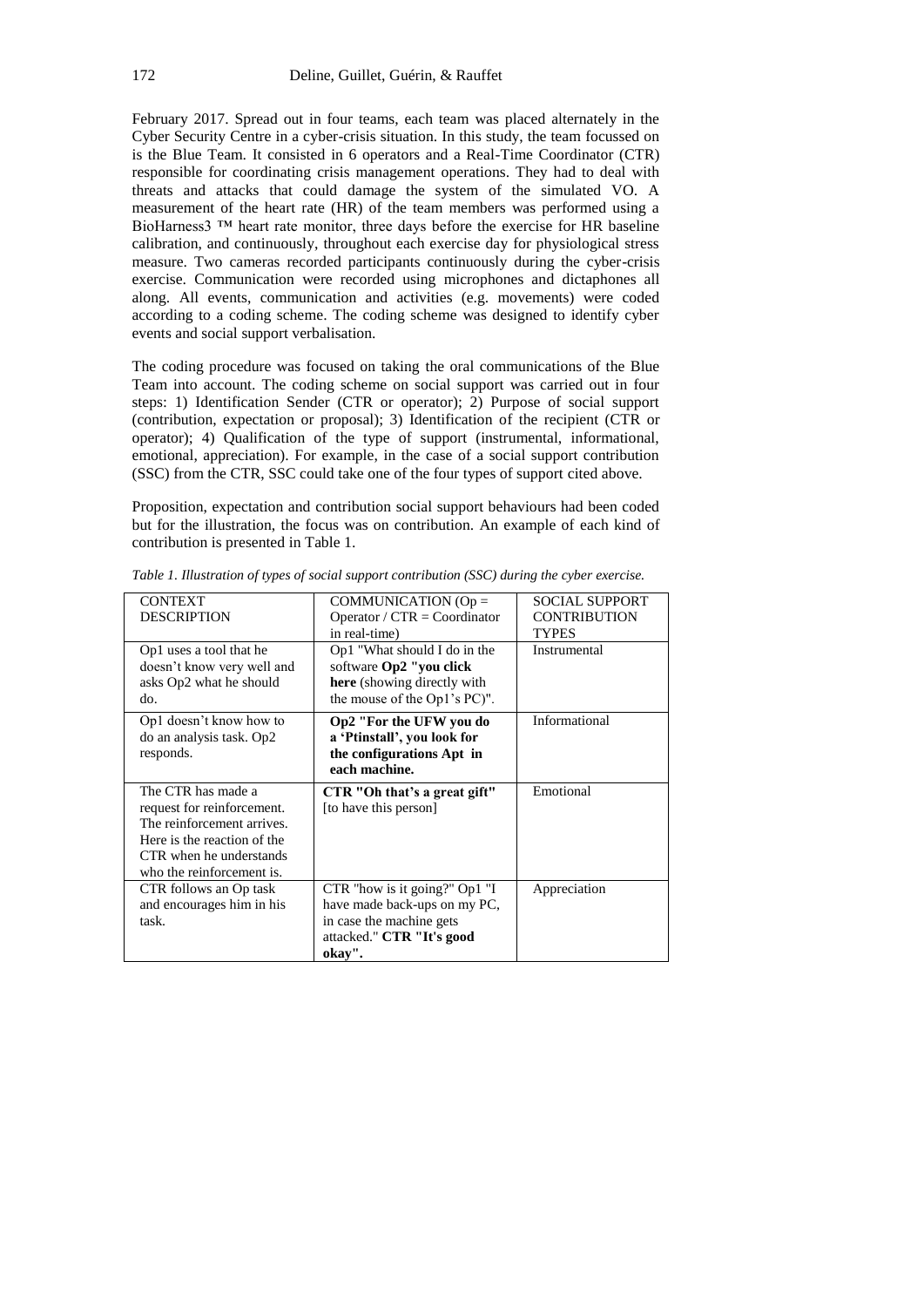February 2017. Spread out in four teams, each team was placed alternately in the Cyber Security Centre in a cyber-crisis situation. In this study, the team focussed on is the Blue Team. It consisted in 6 operators and a Real-Time Coordinator (CTR) responsible for coordinating crisis management operations. They had to deal with threats and attacks that could damage the system of the simulated VO. A measurement of the heart rate (HR) of the team members was performed using a BioHarness3 ™ heart rate monitor, three days before the exercise for HR baseline calibration, and continuously, throughout each exercise day for physiological stress measure. Two cameras recorded participants continuously during the cyber-crisis exercise. Communication were recorded using microphones and dictaphones all along. All events, communication and activities (e.g. movements) were coded according to a coding scheme. The coding scheme was designed to identify cyber events and social support verbalisation.

The coding procedure was focused on taking the oral communications of the Blue Team into account. The coding scheme on social support was carried out in four steps: 1) Identification Sender (CTR or operator); 2) Purpose of social support (contribution, expectation or proposal); 3) Identification of the recipient (CTR or operator); 4) Qualification of the type of support (instrumental, informational, emotional, appreciation). For example, in the case of a social support contribution (SSC) from the CTR, SSC could take one of the four types of support cited above.

Proposition, expectation and contribution social support behaviours had been coded but for the illustration, the focus was on contribution. An example of each kind of contribution is presented in Table 1.

*Table 1. Illustration of types of social support contribution (SSC) during the cyber exercise.*

| CONTEXT DESCRIPTION | COMMUNICATION (Op = Operator / CTR = Coordinator in real-time) | SOCIAL SUPPORT CONTRIBUTION TYPES |
|---|---|---|
| Op1 uses a tool that he doesn't know very well and asks Op2 what he should do. | Op1 "What should I do in the software **Op2 "you click here** (showing directly with the mouse of the Op1's PC)". | Instrumental |
| Op1 doesn't know how to do an analysis task. Op2 responds. | **Op2 "For the UFW you do a 'Ptinstall', you look for the configurations Apt in each machine.** | Informational |
| The CTR has made a request for reinforcement. The reinforcement arrives. Here is the reaction of the CTR when he understands who the reinforcement is. | **CTR "Oh that's a great gift"** [to have this person] | Emotional |
| CTR follows an Op task and encourages him in his task. | CTR "how is it going?" Op1 "I have made back-ups on my PC, in case the machine gets attacked." **CTR "It's good okay".** | Appreciation |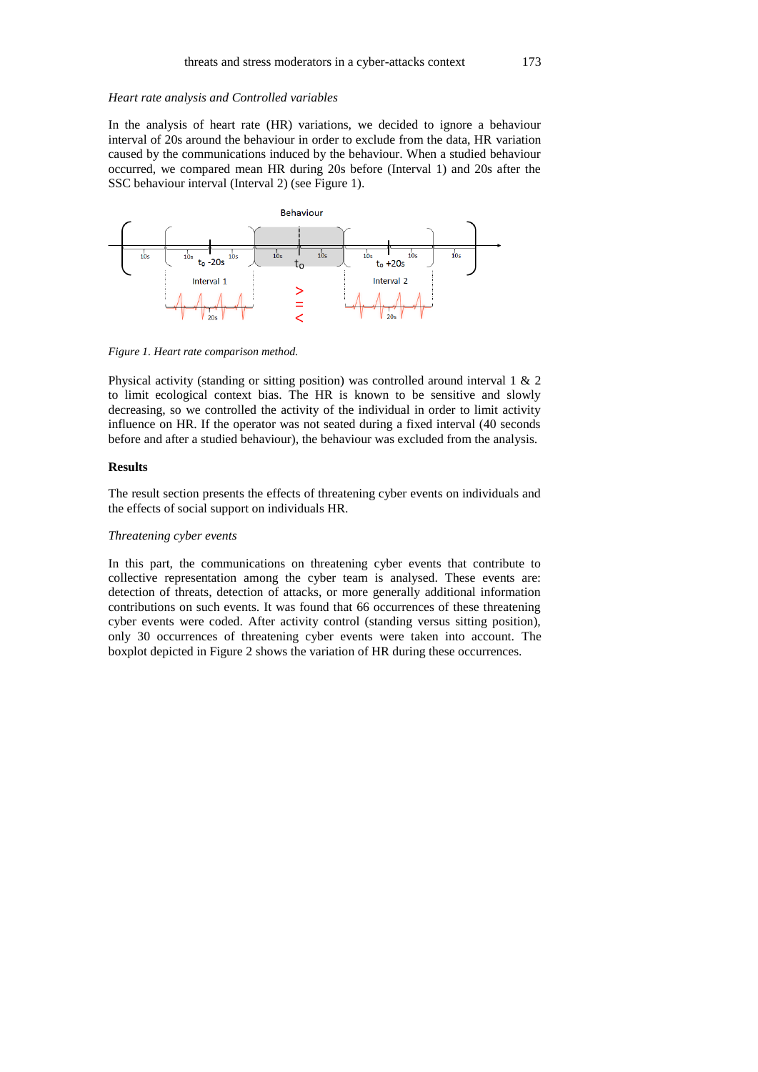### *Heart rate analysis and Controlled variables*

In the analysis of heart rate (HR) variations, we decided to ignore a behaviour interval of 20s around the behaviour in order to exclude from the data, HR variation caused by the communications induced by the behaviour. When a studied behaviour occurred, we compared mean HR during 20s before (Interval 1) and 20s after the SSC behaviour interval (Interval 2) (see Figure 1).

*Figure 1. Heart rate comparison method.*

Physical activity (standing or sitting position) was controlled around interval 1 & 2 to limit ecological context bias. The HR is known to be sensitive and slowly decreasing, so we controlled the activity of the individual in order to limit activity influence on HR. If the operator was not seated during a fixed interval (40 seconds before and after a studied behaviour), the behaviour was excluded from the analysis.

## **Results**

The result section presents the effects of threatening cyber events on individuals and the effects of social support on individuals HR.

### *Threatening cyber events*

In this part, the communications on threatening cyber events that contribute to collective representation among the cyber team is analysed. These events are: detection of threats, detection of attacks, or more generally additional information contributions on such events. It was found that 66 occurrences of these threatening cyber events were coded. After activity control (standing versus sitting position), only 30 occurrences of threatening cyber events were taken into account. The boxplot depicted in Figure 2 shows the variation of HR during these occurrences.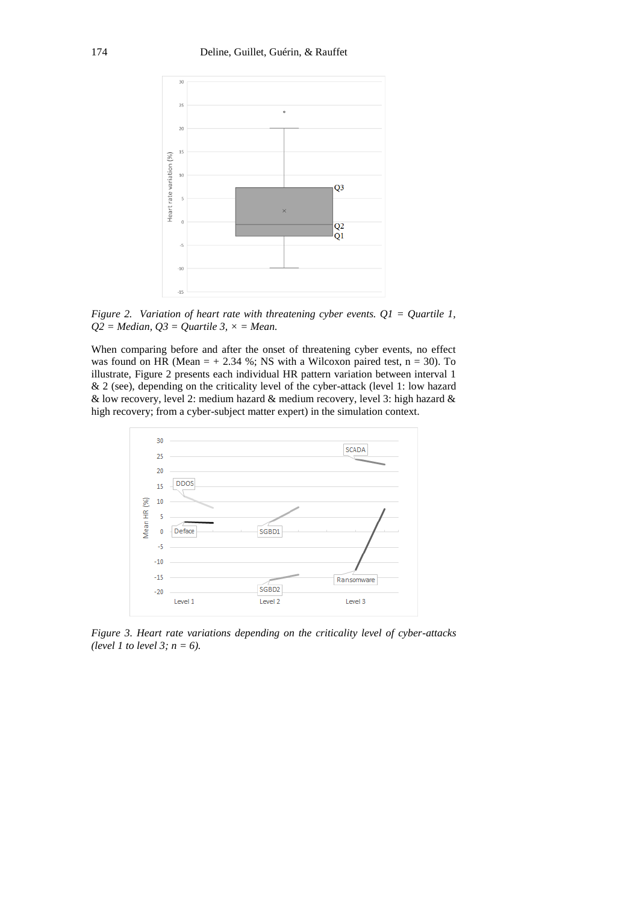*Figure 2. Variation of heart rate with threatening cyber events. Q1 = Quartile 1, Q2 = Median, Q3 = Quartile 3, × = Mean.*

When comparing before and after the onset of threatening cyber events, no effect was found on HR (Mean = + 2.34 %; NS with a Wilcoxon paired test, n = 30). To illustrate, Figure 2 presents each individual HR pattern variation between interval 1 & 2 (see), depending on the criticality level of the cyber-attack (level 1: low hazard & low recovery, level 2: medium hazard & medium recovery, level 3: high hazard & high recovery; from a cyber-subject matter expert) in the simulation context.

*Figure 3. Heart rate variations depending on the criticality level of cyber-attacks (level 1 to level 3; n = 6).*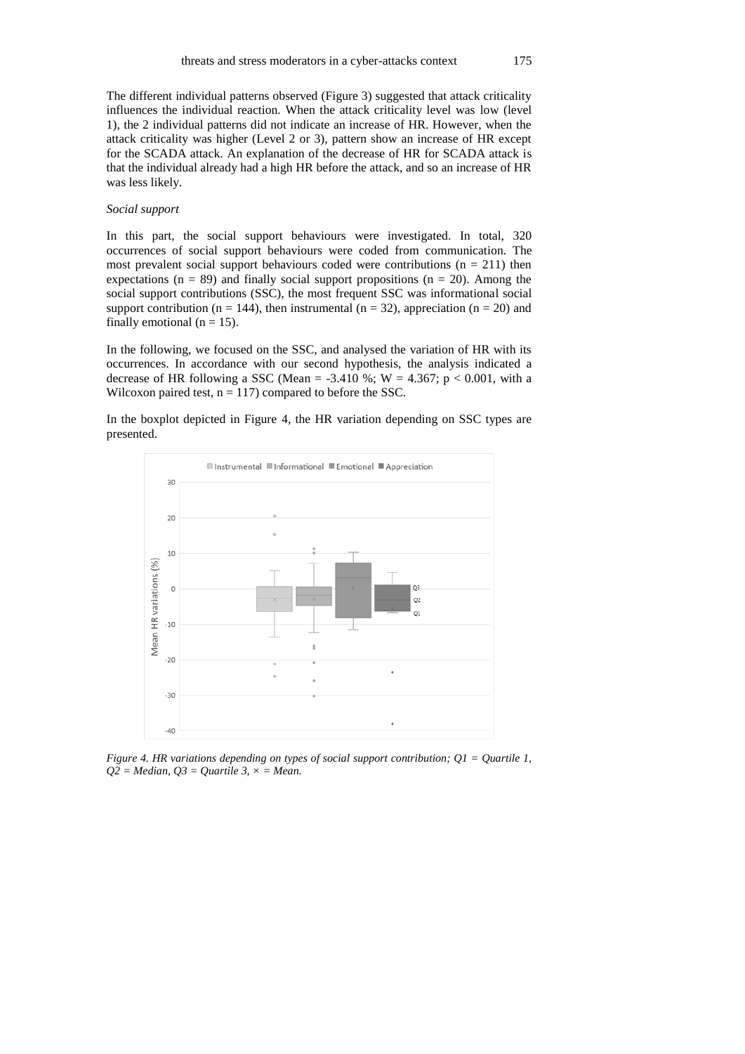The different individual patterns observed (Figure 3) suggested that attack criticality influences the individual reaction. When the attack criticality level was low (level 1), the 2 individual patterns did not indicate an increase of HR. However, when the attack criticality was higher (Level 2 or 3), pattern show an increase of HR except for the SCADA attack. An explanation of the decrease of HR for SCADA attack is that the individual already had a high HR before the attack, and so an increase of HR was less likely.

*Social support*

In this part, the social support behaviours were investigated. In total, 320 occurrences of social support behaviours were coded from communication. The most prevalent social support behaviours coded were contributions ($n = 211$) then expectations ($n = 89$) and finally social support propositions ($n = 20$). Among the social support contributions (SSC), the most frequent SSC was informational social support contribution ($n = 144$), then instrumental ($n = 32$), appreciation ($n = 20$) and finally emotional ($n = 15$).

In the following, we focused on the SSC, and analysed the variation of HR with its occurrences. In accordance with our second hypothesis, the analysis indicated a decrease of HR following a SSC (Mean = -3.410 %; $W = 4.367$; $p < 0.001$, with a Wilcoxon paired test, $n = 117$) compared to before the SSC.

In the boxplot depicted in Figure 4, the HR variation depending on SSC types are presented.

*Figure 4. HR variations depending on types of social support contribution; Q1 = Quartile 1, Q2 = Median, Q3 = Quartile 3, × = Mean.*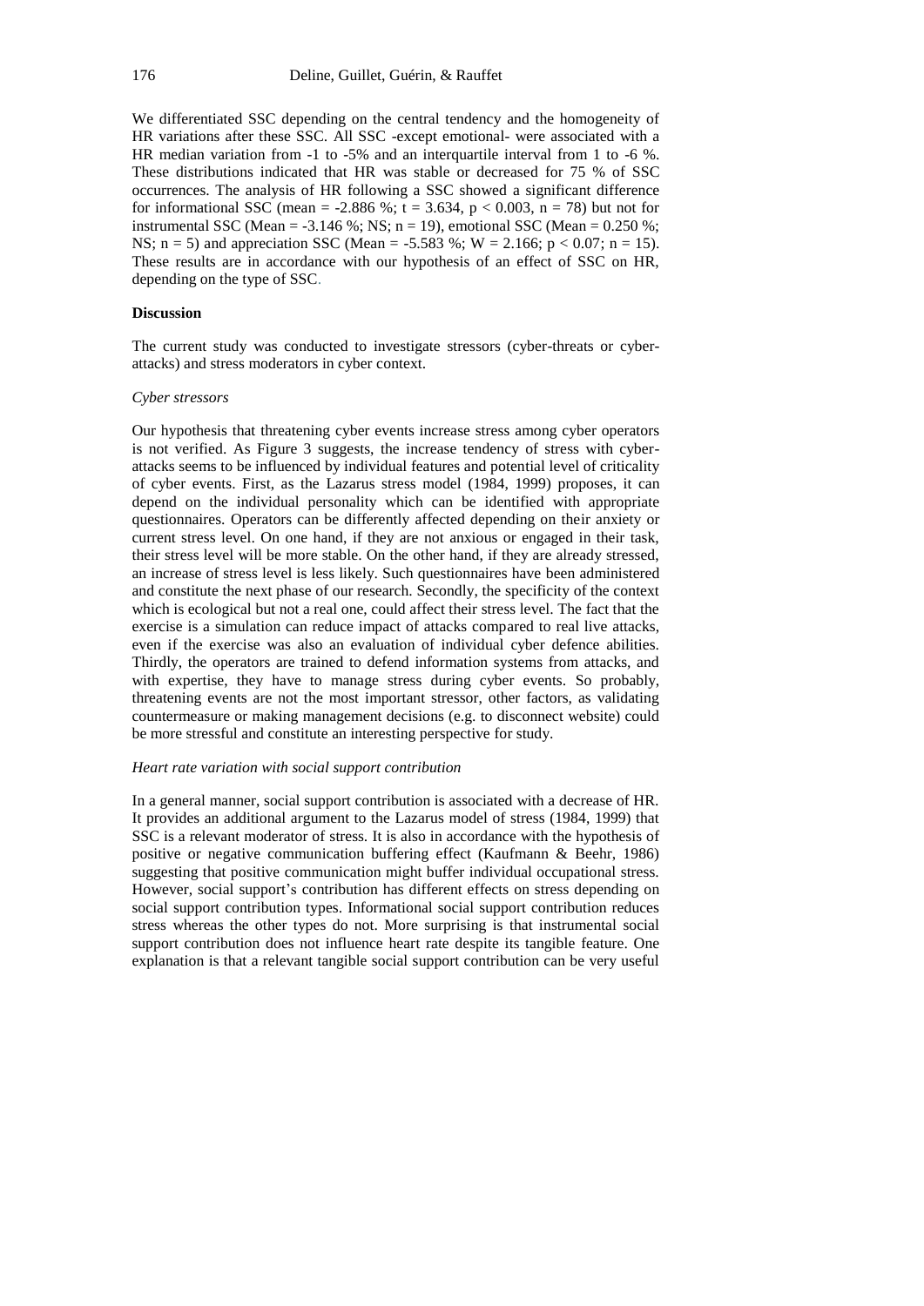We differentiated SSC depending on the central tendency and the homogeneity of HR variations after these SSC. All SSC -except emotional- were associated with a HR median variation from -1 to -5% and an interquartile interval from 1 to -6 %. These distributions indicated that HR was stable or decreased for 75 % of SSC occurrences. The analysis of HR following a SSC showed a significant difference for informational SSC (mean = -2.886 %; $t = 3.634$, $p < 0.003$, $n = 78$) but not for instrumental SSC (Mean = -3.146 %; NS; $n = 19$), emotional SSC (Mean = 0.250 %; NS; $n = 5$) and appreciation SSC (Mean = -5.583 %; $W = 2.166$; $p < 0.07$; $n = 15$). These results are in accordance with our hypothesis of an effect of SSC on HR, depending on the type of SSC.

## Discussion

The current study was conducted to investigate stressors (cyber-threats or cyber-attacks) and stress moderators in cyber context.

### *Cyber stressors*

Our hypothesis that threatening cyber events increase stress among cyber operators is not verified. As Figure 3 suggests, the increase tendency of stress with cyber-attacks seems to be influenced by individual features and potential level of criticality of cyber events. First, as the Lazarus stress model (1984, 1999) proposes, it can depend on the individual personality which can be identified with appropriate questionnaires. Operators can be differently affected depending on their anxiety or current stress level. On one hand, if they are not anxious or engaged in their task, their stress level will be more stable. On the other hand, if they are already stressed, an increase of stress level is less likely. Such questionnaires have been administered and constitute the next phase of our research. Secondly, the specificity of the context which is ecological but not a real one, could affect their stress level. The fact that the exercise is a simulation can reduce impact of attacks compared to real live attacks, even if the exercise was also an evaluation of individual cyber defence abilities. Thirdly, the operators are trained to defend information systems from attacks, and with expertise, they have to manage stress during cyber events. So probably, threatening events are not the most important stressor, other factors, as validating countermeasure or making management decisions (e.g. to disconnect website) could be more stressful and constitute an interesting perspective for study.

### *Heart rate variation with social support contribution*

In a general manner, social support contribution is associated with a decrease of HR. It provides an additional argument to the Lazarus model of stress (1984, 1999) that SSC is a relevant moderator of stress. It is also in accordance with the hypothesis of positive or negative communication buffering effect (Kaufmann & Beehr, 1986) suggesting that positive communication might buffer individual occupational stress. However, social support's contribution has different effects on stress depending on social support contribution types. Informational social support contribution reduces stress whereas the other types do not. More surprising is that instrumental social support contribution does not influence heart rate despite its tangible feature. One explanation is that a relevant tangible social support contribution can be very useful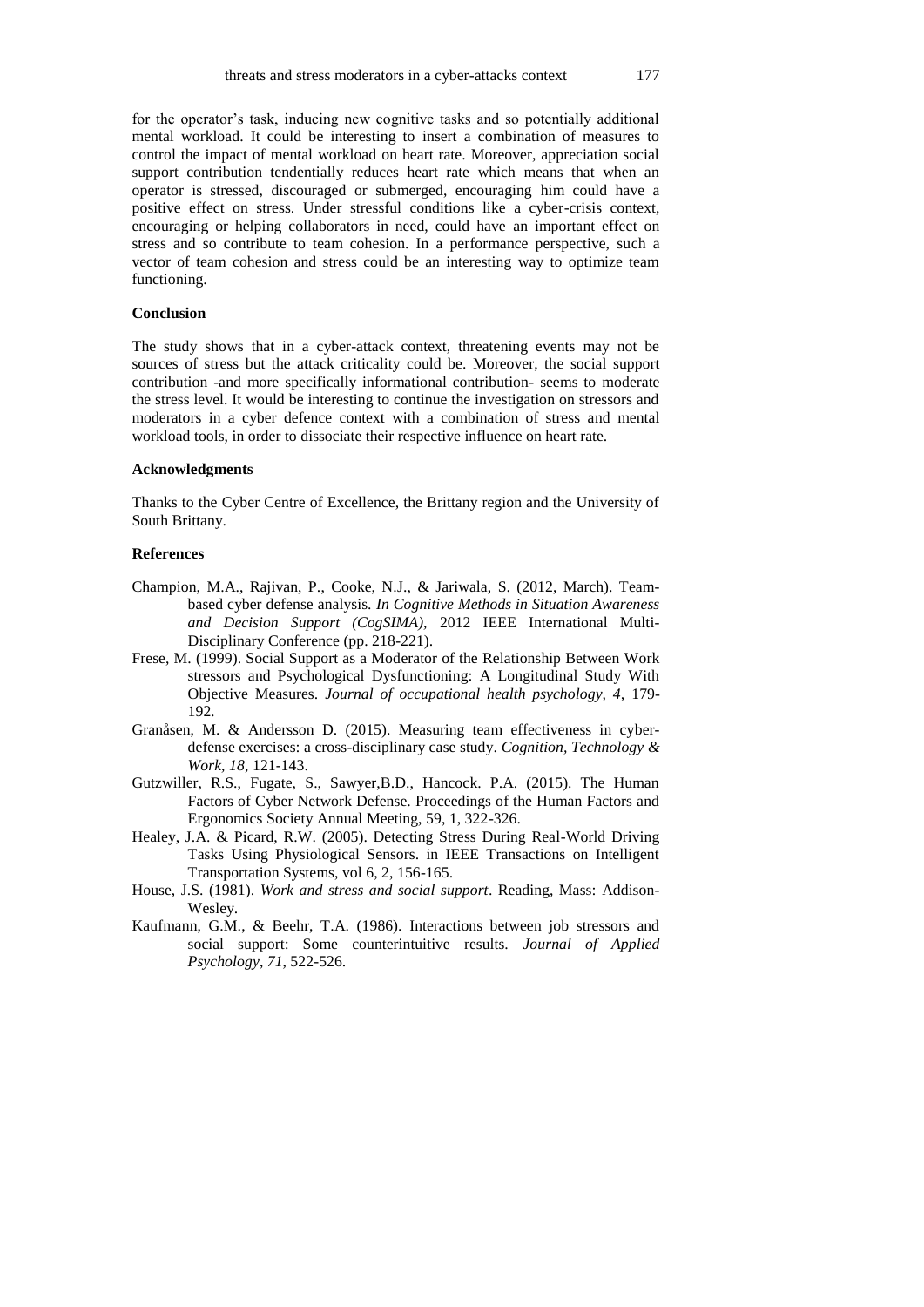for the operator's task, inducing new cognitive tasks and so potentially additional mental workload. It could be interesting to insert a combination of measures to control the impact of mental workload on heart rate. Moreover, appreciation social support contribution tendentially reduces heart rate which means that when an operator is stressed, discouraged or submerged, encouraging him could have a positive effect on stress. Under stressful conditions like a cyber-crisis context, encouraging or helping collaborators in need, could have an important effect on stress and so contribute to team cohesion. In a performance perspective, such a vector of team cohesion and stress could be an interesting way to optimize team functioning.

**Conclusion**

The study shows that in a cyber-attack context, threatening events may not be sources of stress but the attack criticality could be. Moreover, the social support contribution -and more specifically informational contribution- seems to moderate the stress level. It would be interesting to continue the investigation on stressors and moderators in a cyber defence context with a combination of stress and mental workload tools, in order to dissociate their respective influence on heart rate.

**Acknowledgments**

Thanks to the Cyber Centre of Excellence, the Brittany region and the University of South Brittany.

**References**

Champion, M.A., Rajivan, P., Cooke, N.J., & Jariwala, S. (2012, March). Team-based cyber defense analysis. *In Cognitive Methods in Situation Awareness and Decision Support (CogSIMA),* 2012 IEEE International Multi-Disciplinary Conference (pp. 218-221).

Frese, M. (1999). Social Support as a Moderator of the Relationship Between Work stressors and Psychological Dysfunctioning: A Longitudinal Study With Objective Measures. *Journal of occupational health psychology, 4*, 179-192.

Granåsen, M. & Andersson D. (2015). Measuring team effectiveness in cyber-defense exercises: a cross-disciplinary case study. *Cognition, Technology & Work*, *18*, 121-143.

Gutzwiller, R.S., Fugate, S., Sawyer,B.D., Hancock. P.A. (2015). The Human Factors of Cyber Network Defense. Proceedings of the Human Factors and Ergonomics Society Annual Meeting, 59, 1, 322-326.

Healey, J.A. & Picard, R.W. (2005). Detecting Stress During Real-World Driving Tasks Using Physiological Sensors. in IEEE Transactions on Intelligent Transportation Systems, vol 6, 2, 156-165.

House, J.S. (1981). *Work and stress and social support*. Reading, Mass: Addison-Wesley.

Kaufmann, G.M., & Beehr, T.A. (1986). Interactions between job stressors and social support: Some counterintuitive results. *Journal of Applied Psychology*, *71*, 522-526.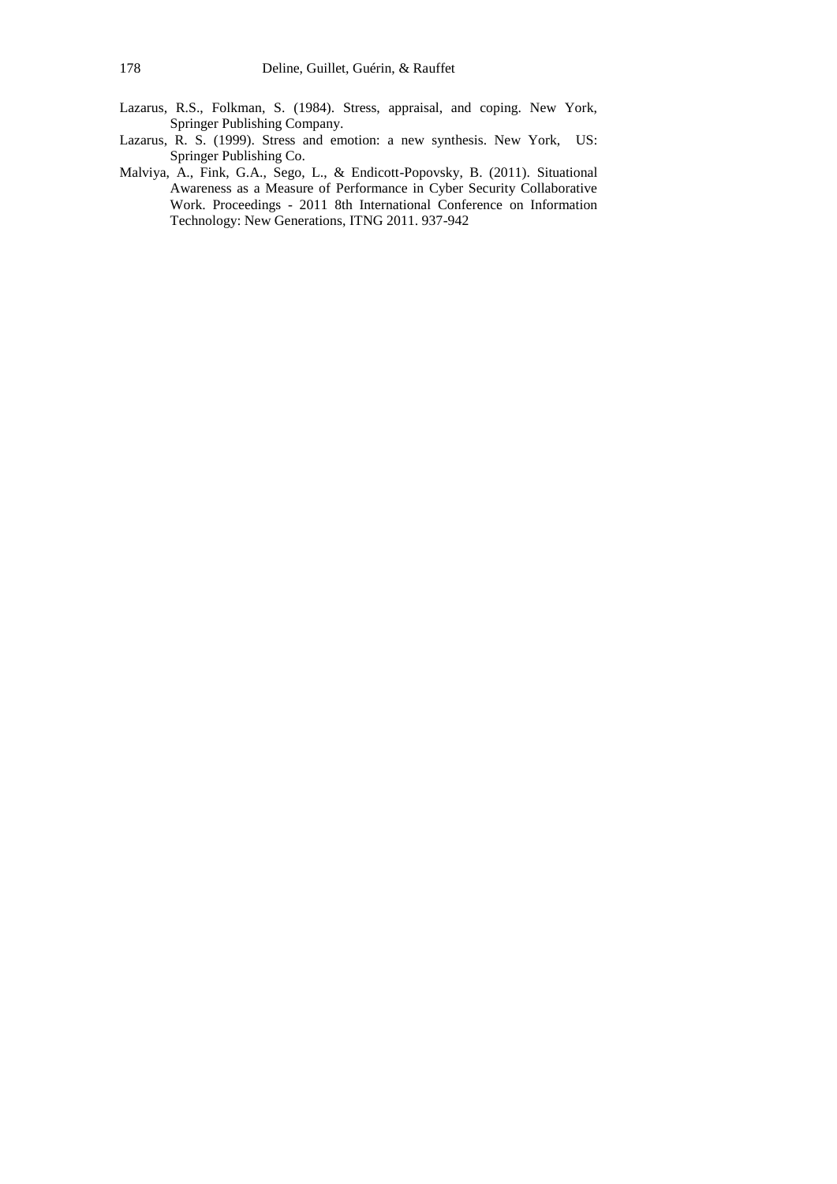Lazarus, R.S., Folkman, S. (1984). Stress, appraisal, and coping. New York, Springer Publishing Company.

Lazarus, R. S. (1999). Stress and emotion: a new synthesis. New York, US: Springer Publishing Co.

Malviya, A., Fink, G.A., Sego, L., & Endicott-Popovsky, B. (2011). Situational Awareness as a Measure of Performance in Cyber Security Collaborative Work. Proceedings - 2011 8th International Conference on Information Technology: New Generations, ITNG 2011. 937-942